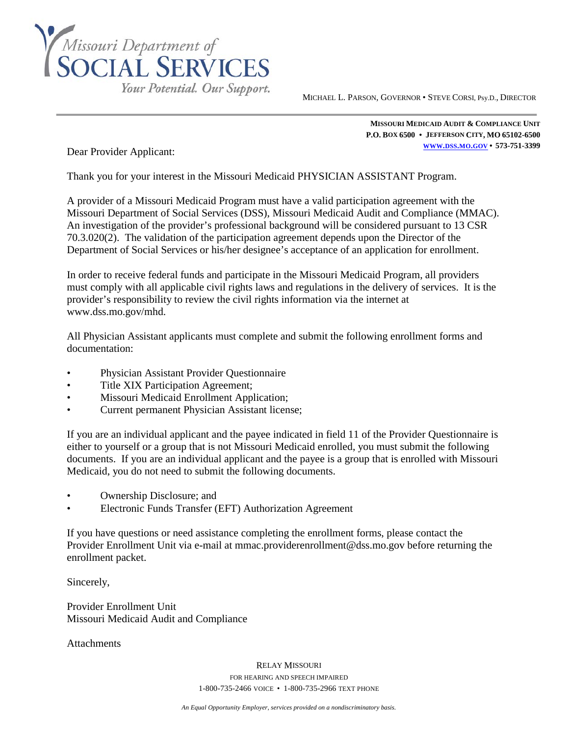Missouri Department of
SOCIAL SERVICES
Your Potential. Our Support.

MICHAEL L. PARSON, GOVERNOR • STEVE CORSI, Psy.D., DIRECTOR

**MISSOURI MEDICAID AUDIT & COMPLIANCE UNIT**
**P.O. BOX 6500 • JEFFERSON CITY, MO 65102-6500**
**WWW.DSS.MO.GOV • 573-751-3399**

Dear Provider Applicant:

Thank you for your interest in the Missouri Medicaid PHYSICIAN ASSISTANT Program.

A provider of a Missouri Medicaid Program must have a valid participation agreement with the Missouri Department of Social Services (DSS), Missouri Medicaid Audit and Compliance (MMAC). An investigation of the provider's professional background will be considered pursuant to 13 CSR 70.3.020(2). The validation of the participation agreement depends upon the Director of the Department of Social Services or his/her designee's acceptance of an application for enrollment.

In order to receive federal funds and participate in the Missouri Medicaid Program, all providers must comply with all applicable civil rights laws and regulations in the delivery of services. It is the provider's responsibility to review the civil rights information via the internet at www.dss.mo.gov/mhd.

All Physician Assistant applicants must complete and submit the following enrollment forms and documentation:

- Physician Assistant Provider Questionnaire
- Title XIX Participation Agreement;
- Missouri Medicaid Enrollment Application;
- Current permanent Physician Assistant license;

If you are an individual applicant and the payee indicated in field 11 of the Provider Questionnaire is either to yourself or a group that is not Missouri Medicaid enrolled, you must submit the following documents. If you are an individual applicant and the payee is a group that is enrolled with Missouri Medicaid, you do not need to submit the following documents.

- Ownership Disclosure; and
- Electronic Funds Transfer (EFT) Authorization Agreement

If you have questions or need assistance completing the enrollment forms, please contact the Provider Enrollment Unit via e-mail at mmac.providerenrollment@dss.mo.gov before returning the enrollment packet.

Sincerely,

Provider Enrollment Unit
Missouri Medicaid Audit and Compliance

Attachments

RELAY MISSOURI
FOR HEARING AND SPEECH IMPAIRED
1-800-735-2466 VOICE • 1-800-735-2966 TEXT PHONE

*An Equal Opportunity Employer, services provided on a nondiscriminatory basis.*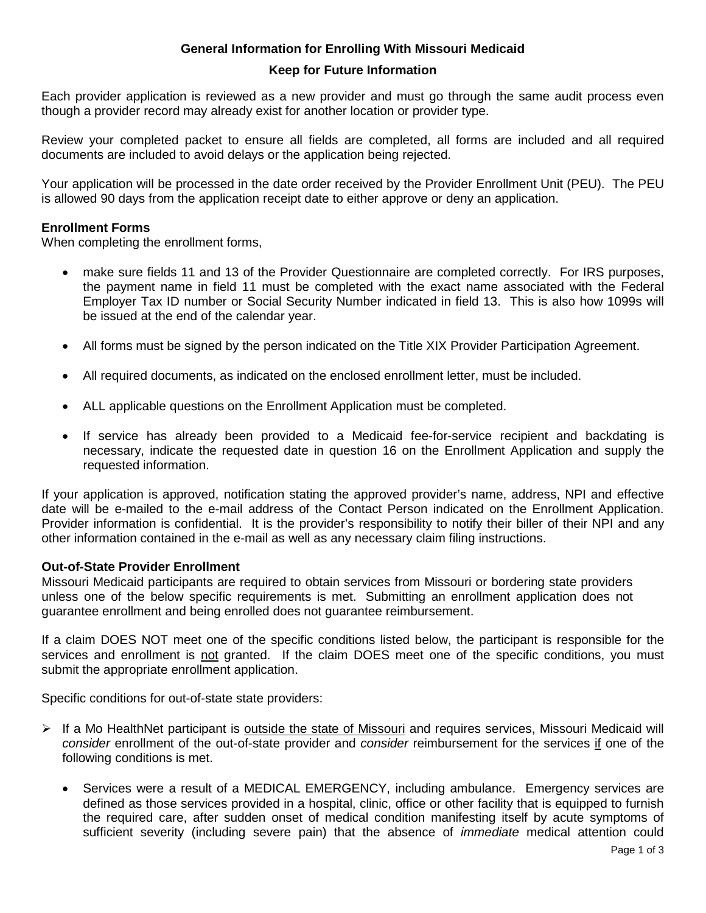**General Information for Enrolling With Missouri Medicaid**

**Keep for Future Information**

Each provider application is reviewed as a new provider and must go through the same audit process even though a provider record may already exist for another location or provider type.

Review your completed packet to ensure all fields are completed, all forms are included and all required documents are included to avoid delays or the application being rejected.

Your application will be processed in the date order received by the Provider Enrollment Unit (PEU). The PEU is allowed 90 days from the application receipt date to either approve or deny an application.

**Enrollment Forms**

When completing the enrollment forms,

- make sure fields 11 and 13 of the Provider Questionnaire are completed correctly. For IRS purposes, the payment name in field 11 must be completed with the exact name associated with the Federal Employer Tax ID number or Social Security Number indicated in field 13. This is also how 1099s will be issued at the end of the calendar year.
- All forms must be signed by the person indicated on the Title XIX Provider Participation Agreement.
- All required documents, as indicated on the enclosed enrollment letter, must be included.
- ALL applicable questions on the Enrollment Application must be completed.
- If service has already been provided to a Medicaid fee-for-service recipient and backdating is necessary, indicate the requested date in question 16 on the Enrollment Application and supply the requested information.

If your application is approved, notification stating the approved provider's name, address, NPI and effective date will be e-mailed to the e-mail address of the Contact Person indicated on the Enrollment Application. Provider information is confidential. It is the provider's responsibility to notify their biller of their NPI and any other information contained in the e-mail as well as any necessary claim filing instructions.

**Out-of-State Provider Enrollment**

Missouri Medicaid participants are required to obtain services from Missouri or bordering state providers unless one of the below specific requirements is met. Submitting an enrollment application does not guarantee enrollment and being enrolled does not guarantee reimbursement.

If a claim DOES NOT meet one of the specific conditions listed below, the participant is responsible for the services and enrollment is not granted. If the claim DOES meet one of the specific conditions, you must submit the appropriate enrollment application.

Specific conditions for out-of-state state providers:

- If a Mo HealthNet participant is outside the state of Missouri and requires services, Missouri Medicaid will *consider* enrollment of the out-of-state provider and *consider* reimbursement for the services if one of the following conditions is met.
  - Services were a result of a MEDICAL EMERGENCY, including ambulance. Emergency services are defined as those services provided in a hospital, clinic, office or other facility that is equipped to furnish the required care, after sudden onset of medical condition manifesting itself by acute symptoms of sufficient severity (including severe pain) that the absence of *immediate* medical attention could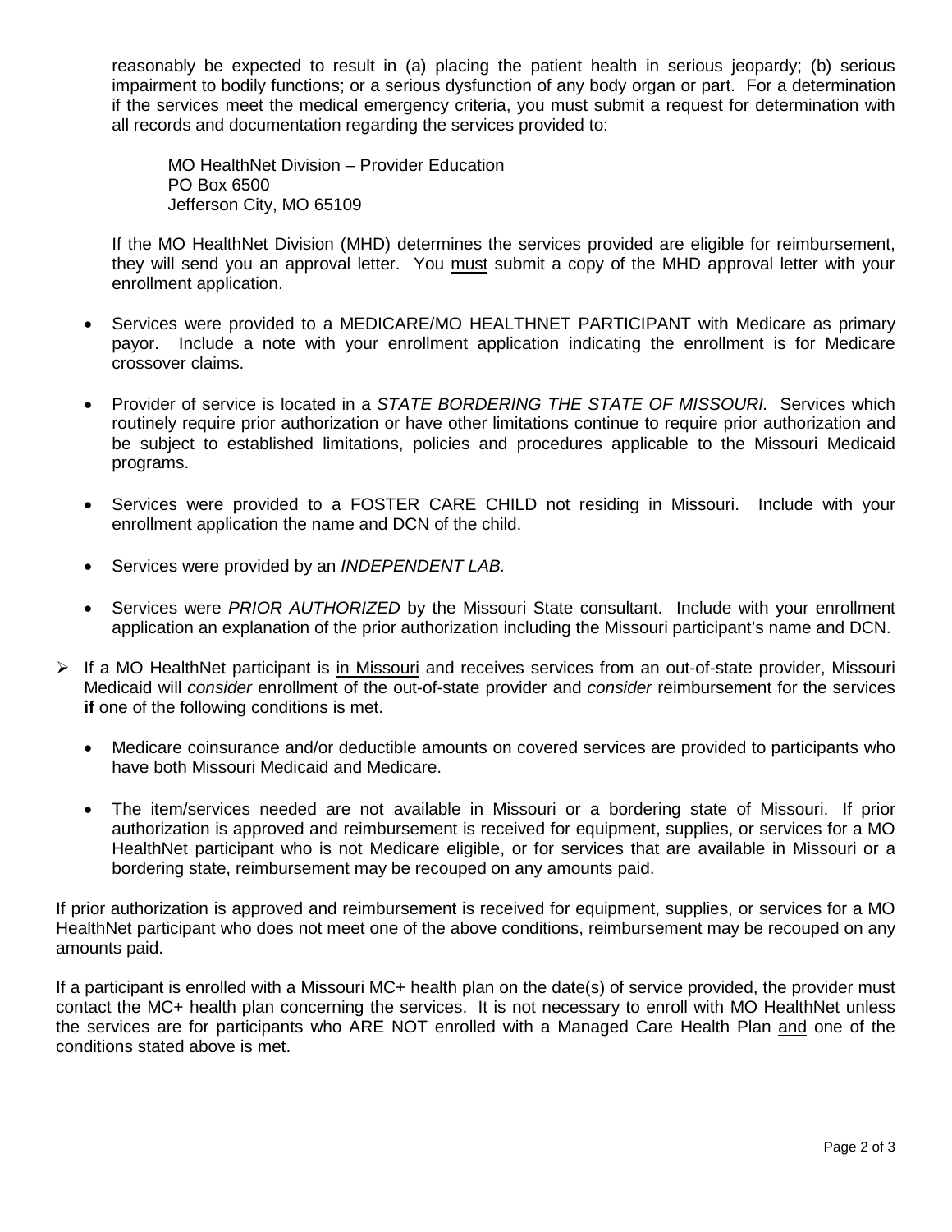reasonably be expected to result in (a) placing the patient health in serious jeopardy; (b) serious impairment to bodily functions; or a serious dysfunction of any body organ or part. For a determination if the services meet the medical emergency criteria, you must submit a request for determination with all records and documentation regarding the services provided to:

MO HealthNet Division – Provider Education
PO Box 6500
Jefferson City, MO 65109

If the MO HealthNet Division (MHD) determines the services provided are eligible for reimbursement, they will send you an approval letter. You must submit a copy of the MHD approval letter with your enrollment application.

- Services were provided to a MEDICARE/MO HEALTHNET PARTICIPANT with Medicare as primary payor. Include a note with your enrollment application indicating the enrollment is for Medicare crossover claims.
- Provider of service is located in a *STATE BORDERING THE STATE OF MISSOURI.* Services which routinely require prior authorization or have other limitations continue to require prior authorization and be subject to established limitations, policies and procedures applicable to the Missouri Medicaid programs.
- Services were provided to a FOSTER CARE CHILD not residing in Missouri. Include with your enrollment application the name and DCN of the child.
- Services were provided by an *INDEPENDENT LAB.*
- Services were *PRIOR AUTHORIZED* by the Missouri State consultant. Include with your enrollment application an explanation of the prior authorization including the Missouri participant's name and DCN.

➢ If a MO HealthNet participant is in Missouri and receives services from an out-of-state provider, Missouri Medicaid will *consider* enrollment of the out-of-state provider and *consider* reimbursement for the services **if** one of the following conditions is met.

  - Medicare coinsurance and/or deductible amounts on covered services are provided to participants who have both Missouri Medicaid and Medicare.
  - The item/services needed are not available in Missouri or a bordering state of Missouri. If prior authorization is approved and reimbursement is received for equipment, supplies, or services for a MO HealthNet participant who is not Medicare eligible, or for services that are available in Missouri or a bordering state, reimbursement may be recouped on any amounts paid.

If prior authorization is approved and reimbursement is received for equipment, supplies, or services for a MO HealthNet participant who does not meet one of the above conditions, reimbursement may be recouped on any amounts paid.

If a participant is enrolled with a Missouri MC+ health plan on the date(s) of service provided, the provider must contact the MC+ health plan concerning the services. It is not necessary to enroll with MO HealthNet unless the services are for participants who ARE NOT enrolled with a Managed Care Health Plan and one of the conditions stated above is met.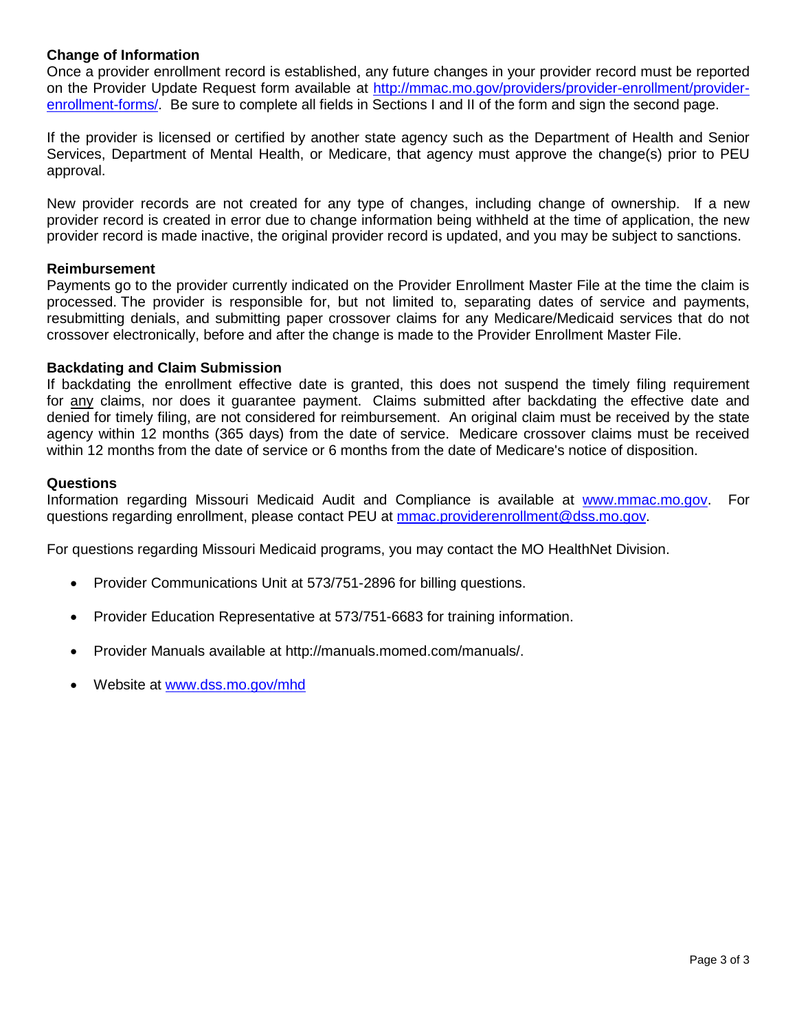**Change of Information**

Once a provider enrollment record is established, any future changes in your provider record must be reported on the Provider Update Request form available at [http://mmac.mo.gov/providers/provider-enrollment/provider-enrollment-forms/](http://mmac.mo.gov/providers/provider-enrollment/provider-enrollment-forms/). Be sure to complete all fields in Sections I and II of the form and sign the second page.

If the provider is licensed or certified by another state agency such as the Department of Health and Senior Services, Department of Mental Health, or Medicare, that agency must approve the change(s) prior to PEU approval.

New provider records are not created for any type of changes, including change of ownership. If a new provider record is created in error due to change information being withheld at the time of application, the new provider record is made inactive, the original provider record is updated, and you may be subject to sanctions.

**Reimbursement**

Payments go to the provider currently indicated on the Provider Enrollment Master File at the time the claim is processed. The provider is responsible for, but not limited to, separating dates of service and payments, resubmitting denials, and submitting paper crossover claims for any Medicare/Medicaid services that do not crossover electronically, before and after the change is made to the Provider Enrollment Master File.

**Backdating and Claim Submission**

If backdating the enrollment effective date is granted, this does not suspend the timely filing requirement for <u>any</u> claims, nor does it guarantee payment. Claims submitted after backdating the effective date and denied for timely filing, are not considered for reimbursement. An original claim must be received by the state agency within 12 months (365 days) from the date of service. Medicare crossover claims must be received within 12 months from the date of service or 6 months from the date of Medicare's notice of disposition.

**Questions**

Information regarding Missouri Medicaid Audit and Compliance is available at [www.mmac.mo.gov](http://www.mmac.mo.gov). For questions regarding enrollment, please contact PEU at [mmac.providerenrollment@dss.mo.gov](mailto:mmac.providerenrollment@dss.mo.gov).

For questions regarding Missouri Medicaid programs, you may contact the MO HealthNet Division.

- Provider Communications Unit at 573/751-2896 for billing questions.
- Provider Education Representative at 573/751-6683 for training information.
- Provider Manuals available at http://manuals.momed.com/manuals/.
- Website at [www.dss.mo.gov/mhd](http://www.dss.mo.gov/mhd)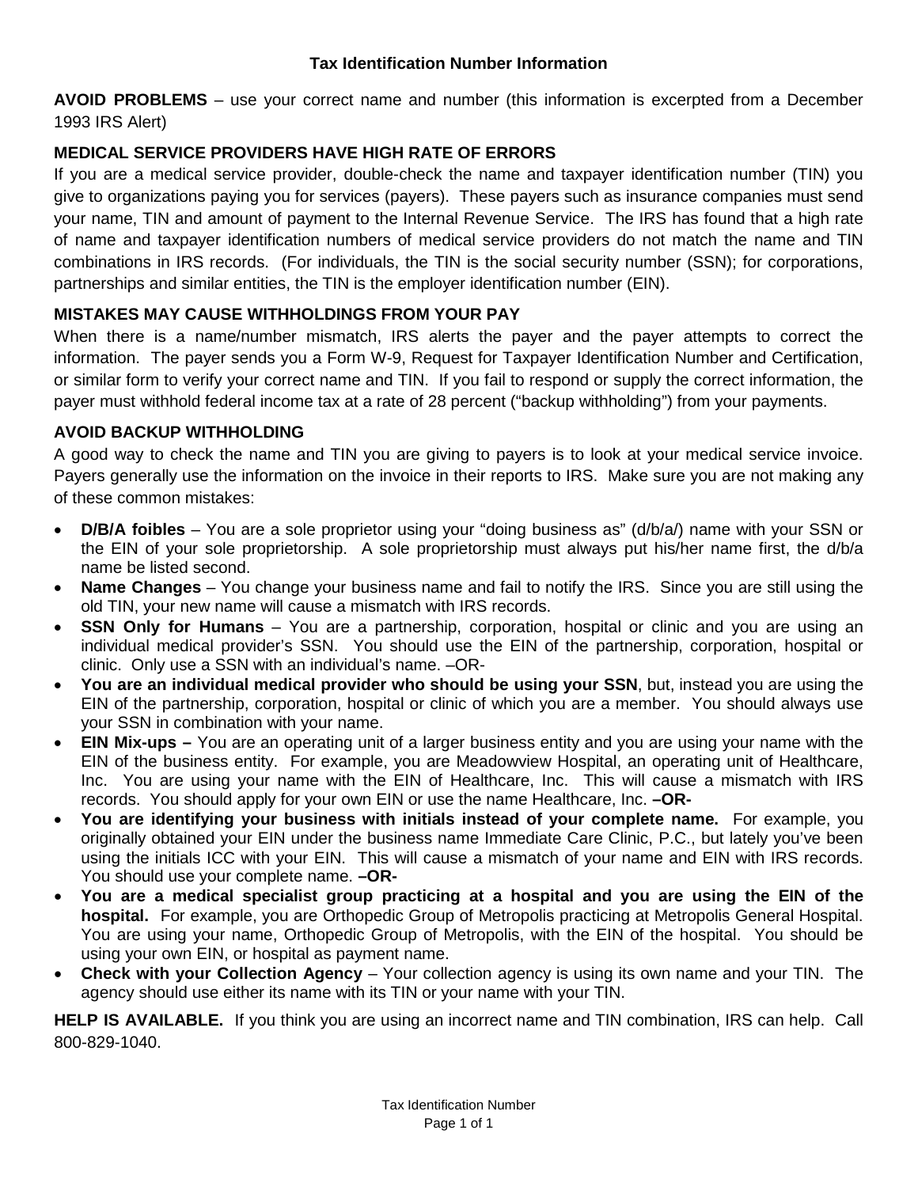## Tax Identification Number Information

**AVOID PROBLEMS** – use your correct name and number (this information is excerpted from a December 1993 IRS Alert)

**MEDICAL SERVICE PROVIDERS HAVE HIGH RATE OF ERRORS**

If you are a medical service provider, double-check the name and taxpayer identification number (TIN) you give to organizations paying you for services (payers). These payers such as insurance companies must send your name, TIN and amount of payment to the Internal Revenue Service. The IRS has found that a high rate of name and taxpayer identification numbers of medical service providers do not match the name and TIN combinations in IRS records. (For individuals, the TIN is the social security number (SSN); for corporations, partnerships and similar entities, the TIN is the employer identification number (EIN).

**MISTAKES MAY CAUSE WITHHOLDINGS FROM YOUR PAY**

When there is a name/number mismatch, IRS alerts the payer and the payer attempts to correct the information. The payer sends you a Form W-9, Request for Taxpayer Identification Number and Certification, or similar form to verify your correct name and TIN. If you fail to respond or supply the correct information, the payer must withhold federal income tax at a rate of 28 percent ("backup withholding") from your payments.

**AVOID BACKUP WITHHOLDING**

A good way to check the name and TIN you are giving to payers is to look at your medical service invoice. Payers generally use the information on the invoice in their reports to IRS. Make sure you are not making any of these common mistakes:

- **D/B/A foibles** – You are a sole proprietor using your "doing business as" (d/b/a/) name with your SSN or the EIN of your sole proprietorship. A sole proprietorship must always put his/her name first, the d/b/a name be listed second.
- **Name Changes** – You change your business name and fail to notify the IRS. Since you are still using the old TIN, your new name will cause a mismatch with IRS records.
- **SSN Only for Humans** – You are a partnership, corporation, hospital or clinic and you are using an individual medical provider's SSN. You should use the EIN of the partnership, corporation, hospital or clinic. Only use a SSN with an individual's name. –OR-
- **You are an individual medical provider who should be using your SSN**, but, instead you are using the EIN of the partnership, corporation, hospital or clinic of which you are a member. You should always use your SSN in combination with your name.
- **EIN Mix-ups –** You are an operating unit of a larger business entity and you are using your name with the EIN of the business entity. For example, you are Meadowview Hospital, an operating unit of Healthcare, Inc. You are using your name with the EIN of Healthcare, Inc. This will cause a mismatch with IRS records. You should apply for your own EIN or use the name Healthcare, Inc. **–OR-**
- **You are identifying your business with initials instead of your complete name.** For example, you originally obtained your EIN under the business name Immediate Care Clinic, P.C., but lately you've been using the initials ICC with your EIN. This will cause a mismatch of your name and EIN with IRS records. You should use your complete name. **–OR-**
- **You are a medical specialist group practicing at a hospital and you are using the EIN of the hospital.** For example, you are Orthopedic Group of Metropolis practicing at Metropolis General Hospital. You are using your name, Orthopedic Group of Metropolis, with the EIN of the hospital. You should be using your own EIN, or hospital as payment name.
- **Check with your Collection Agency** – Your collection agency is using its own name and your TIN. The agency should use either its name with its TIN or your name with your TIN.

**HELP IS AVAILABLE.** If you think you are using an incorrect name and TIN combination, IRS can help. Call 800-829-1040.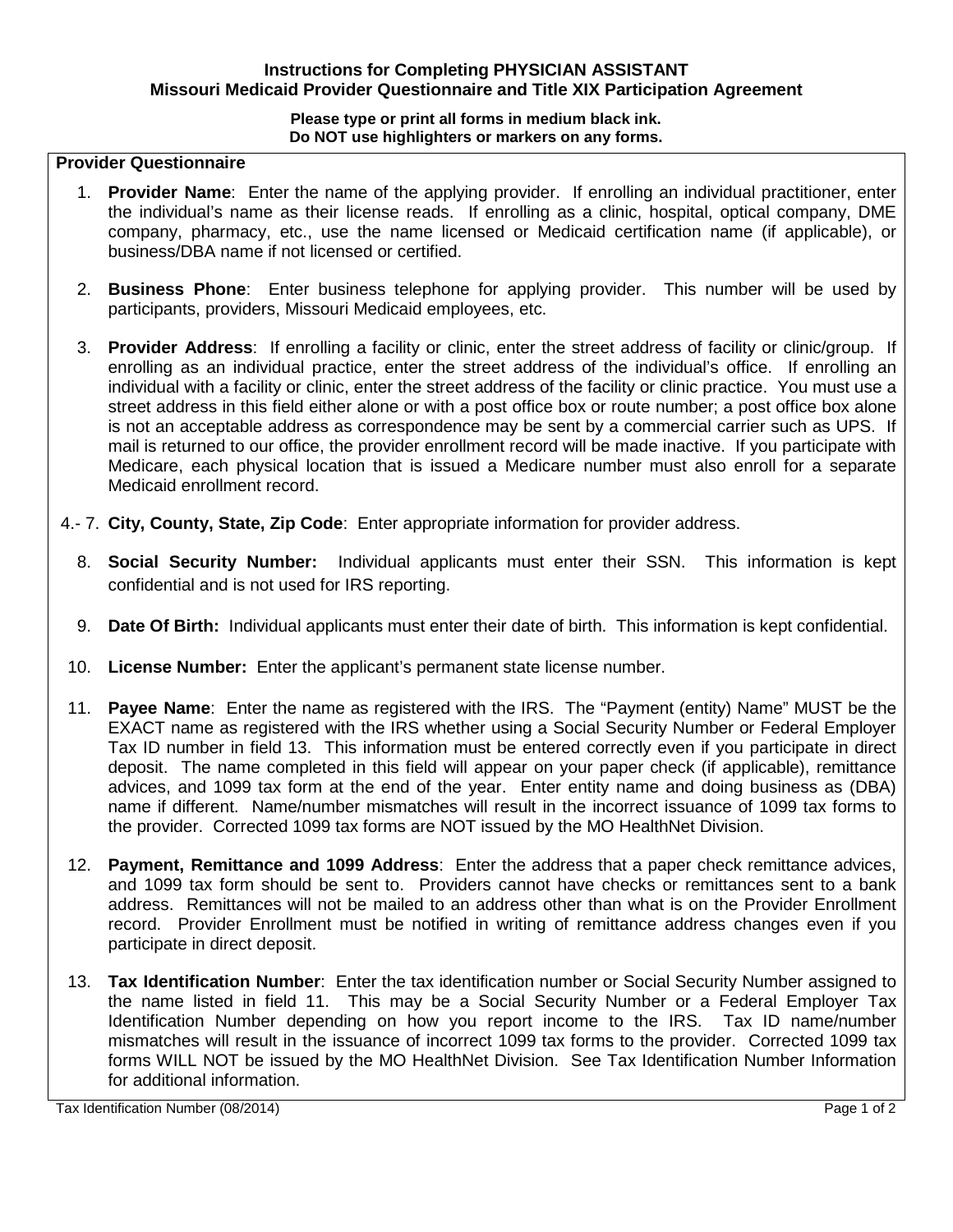**Instructions for Completing PHYSICIAN ASSISTANT**
**Missouri Medicaid Provider Questionnaire and Title XIX Participation Agreement**

**Please type or print all forms in medium black ink.**
**Do NOT use highlighters or markers on any forms.**

**Provider Questionnaire**

1. **Provider Name**: Enter the name of the applying provider. If enrolling an individual practitioner, enter the individual's name as their license reads. If enrolling as a clinic, hospital, optical company, DME company, pharmacy, etc., use the name licensed or Medicaid certification name (if applicable), or business/DBA name if not licensed or certified.

2. **Business Phone**: Enter business telephone for applying provider. This number will be used by participants, providers, Missouri Medicaid employees, etc.

3. **Provider Address**: If enrolling a facility or clinic, enter the street address of facility or clinic/group. If enrolling as an individual practice, enter the street address of the individual's office. If enrolling an individual with a facility or clinic, enter the street address of the facility or clinic practice. You must use a street address in this field either alone or with a post office box or route number; a post office box alone is not an acceptable address as correspondence may be sent by a commercial carrier such as UPS. If mail is returned to our office, the provider enrollment record will be made inactive. If you participate with Medicare, each physical location that is issued a Medicare number must also enroll for a separate Medicaid enrollment record.

4.- 7. **City, County, State, Zip Code**: Enter appropriate information for provider address.

8. **Social Security Number:** Individual applicants must enter their SSN. This information is kept confidential and is not used for IRS reporting.

9. **Date Of Birth:** Individual applicants must enter their date of birth. This information is kept confidential.

10. **License Number:** Enter the applicant's permanent state license number.

11. **Payee Name**: Enter the name as registered with the IRS. The "Payment (entity) Name" MUST be the EXACT name as registered with the IRS whether using a Social Security Number or Federal Employer Tax ID number in field 13. This information must be entered correctly even if you participate in direct deposit. The name completed in this field will appear on your paper check (if applicable), remittance advices, and 1099 tax form at the end of the year. Enter entity name and doing business as (DBA) name if different. Name/number mismatches will result in the incorrect issuance of 1099 tax forms to the provider. Corrected 1099 tax forms are NOT issued by the MO HealthNet Division.

12. **Payment, Remittance and 1099 Address**: Enter the address that a paper check remittance advices, and 1099 tax form should be sent to. Providers cannot have checks or remittances sent to a bank address. Remittances will not be mailed to an address other than what is on the Provider Enrollment record. Provider Enrollment must be notified in writing of remittance address changes even if you participate in direct deposit.

13. **Tax Identification Number**: Enter the tax identification number or Social Security Number assigned to the name listed in field 11. This may be a Social Security Number or a Federal Employer Tax Identification Number depending on how you report income to the IRS. Tax ID name/number mismatches will result in the issuance of incorrect 1099 tax forms to the provider. Corrected 1099 tax forms WILL NOT be issued by the MO HealthNet Division. See Tax Identification Number Information for additional information.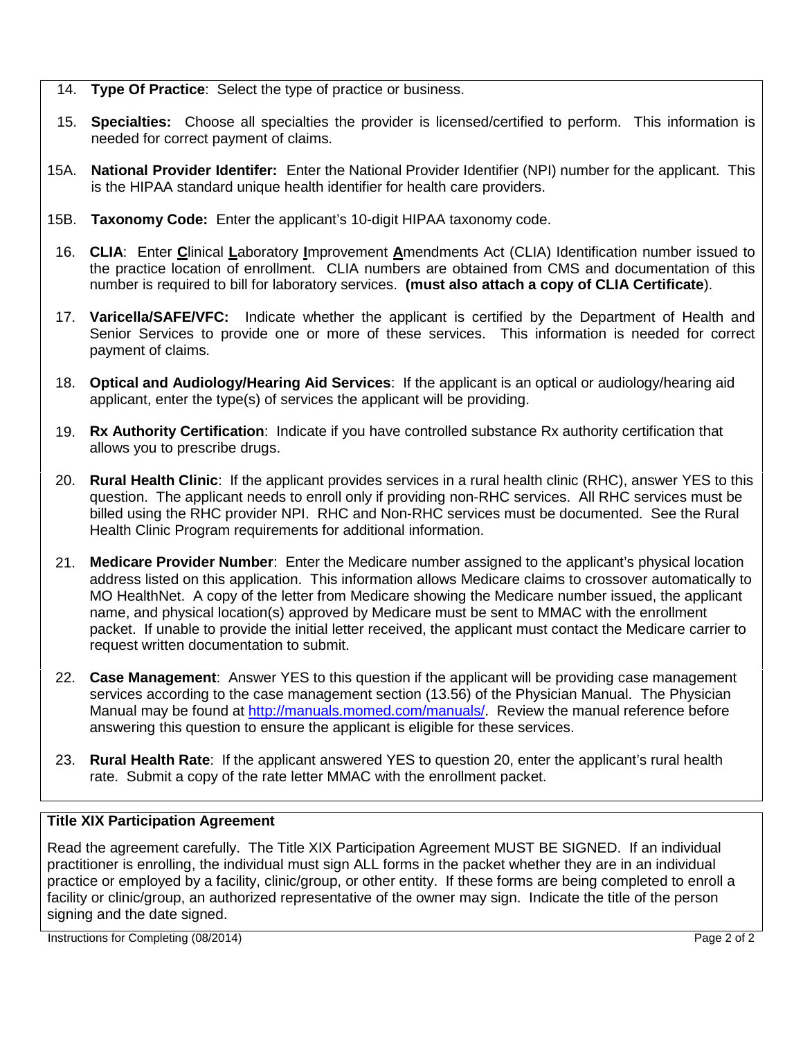14. **Type Of Practice**: Select the type of practice or business.

15. **Specialties:** Choose all specialties the provider is licensed/certified to perform. This information is needed for correct payment of claims.

15A. **National Provider Identifer:** Enter the National Provider Identifier (NPI) number for the applicant. This is the HIPAA standard unique health identifier for health care providers.

15B. **Taxonomy Code:** Enter the applicant's 10-digit HIPAA taxonomy code.

16. **CLIA**: Enter **C**linical **L**aboratory **I**mprovement **A**mendments Act (CLIA) Identification number issued to the practice location of enrollment. CLIA numbers are obtained from CMS and documentation of this number is required to bill for laboratory services. **(must also attach a copy of CLIA Certificate**).

17. **Varicella/SAFE/VFC:** Indicate whether the applicant is certified by the Department of Health and Senior Services to provide one or more of these services. This information is needed for correct payment of claims.

18. **Optical and Audiology/Hearing Aid Services**: If the applicant is an optical or audiology/hearing aid applicant, enter the type(s) of services the applicant will be providing.

19. **Rx Authority Certification**: Indicate if you have controlled substance Rx authority certification that allows you to prescribe drugs.

20. **Rural Health Clinic**: If the applicant provides services in a rural health clinic (RHC), answer YES to this question. The applicant needs to enroll only if providing non-RHC services. All RHC services must be billed using the RHC provider NPI. RHC and Non-RHC services must be documented. See the Rural Health Clinic Program requirements for additional information.

21. **Medicare Provider Number**: Enter the Medicare number assigned to the applicant's physical location address listed on this application. This information allows Medicare claims to crossover automatically to MO HealthNet. A copy of the letter from Medicare showing the Medicare number issued, the applicant name, and physical location(s) approved by Medicare must be sent to MMAC with the enrollment packet. If unable to provide the initial letter received, the applicant must contact the Medicare carrier to request written documentation to submit.

22. **Case Management**: Answer YES to this question if the applicant will be providing case management services according to the case management section (13.56) of the Physician Manual. The Physician Manual may be found at http://manuals.momed.com/manuals/. Review the manual reference before answering this question to ensure the applicant is eligible for these services.

23. **Rural Health Rate**: If the applicant answered YES to question 20, enter the applicant's rural health rate. Submit a copy of the rate letter MMAC with the enrollment packet.

**Title XIX Participation Agreement**

Read the agreement carefully. The Title XIX Participation Agreement MUST BE SIGNED. If an individual practitioner is enrolling, the individual must sign ALL forms in the packet whether they are in an individual practice or employed by a facility, clinic/group, or other entity. If these forms are being completed to enroll a facility or clinic/group, an authorized representative of the owner may sign. Indicate the title of the person signing and the date signed.

Instructions for Completing (08/2014)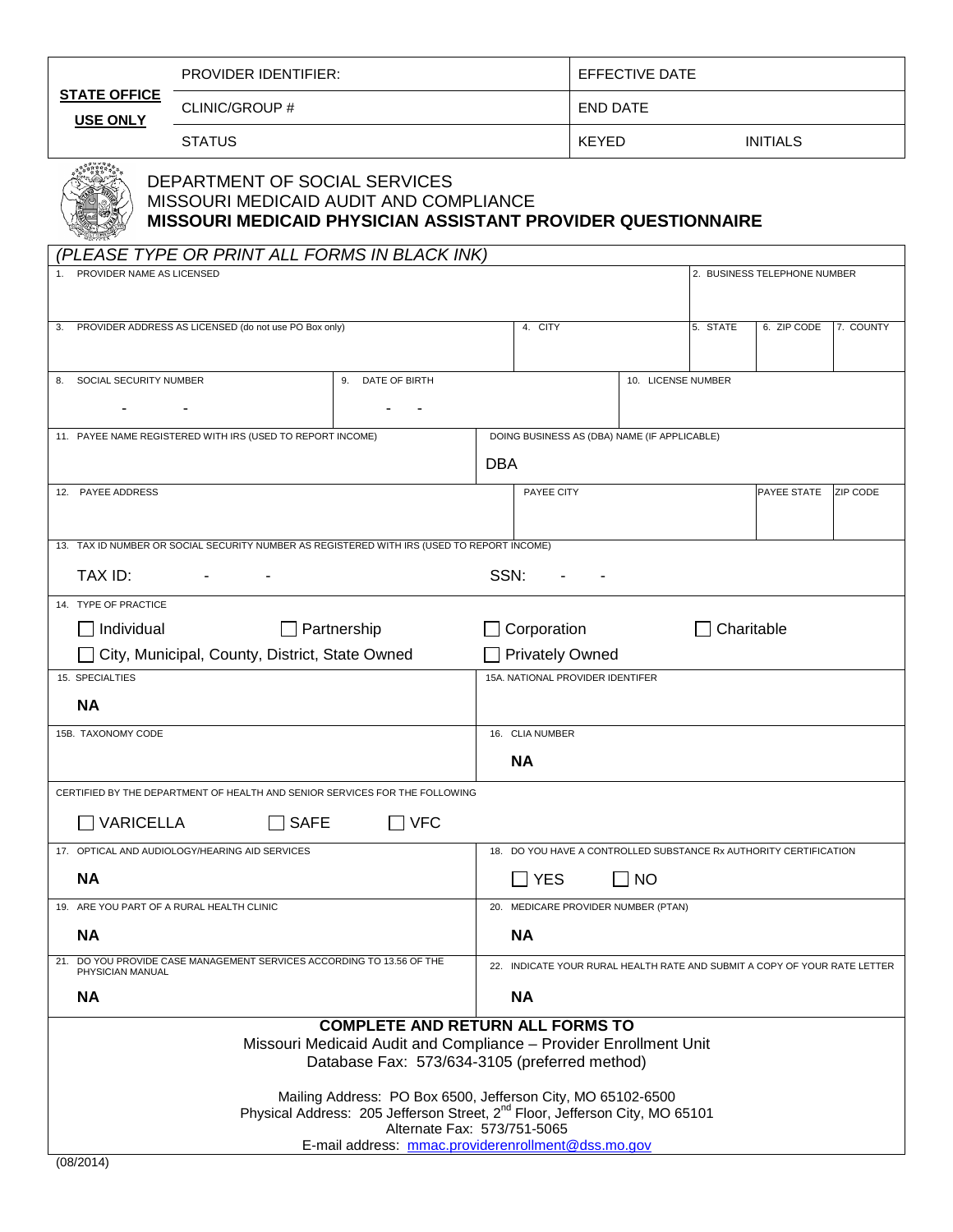| STATE OFFICE USE ONLY | PROVIDER IDENTIFIER: | EFFECTIVE DATE |
|---|---|---|
| | CLINIC/GROUP # | END DATE |
| | STATUS | KEYED INITIALS |

DEPARTMENT OF SOCIAL SERVICES
MISSOURI MEDICAID AUDIT AND COMPLIANCE
**MISSOURI MEDICAID PHYSICIAN ASSISTANT PROVIDER QUESTIONNAIRE**

*(PLEASE TYPE OR PRINT ALL FORMS IN BLACK INK)*

1. PROVIDER NAME AS LICENSED
2. BUSINESS TELEPHONE NUMBER

3. PROVIDER ADDRESS AS LICENSED (do not use PO Box only)
4. CITY
5. STATE
6. ZIP CODE
7. COUNTY

8. SOCIAL SECURITY NUMBER - -
9. DATE OF BIRTH - -
10. LICENSE NUMBER

11. PAYEE NAME REGISTERED WITH IRS (USED TO REPORT INCOME)

DOING BUSINESS AS (DBA) NAME (IF APPLICABLE)
DBA

12. PAYEE ADDRESS
PAYEE CITY
PAYEE STATE
ZIP CODE

13. TAX ID NUMBER OR SOCIAL SECURITY NUMBER AS REGISTERED WITH IRS (USED TO REPORT INCOME)

TAX ID: - - SSN: - -

14. TYPE OF PRACTICE

☐ Individual ☐ Partnership ☐ Corporation ☐ Charitable
☐ City, Municipal, County, District, State Owned ☐ Privately Owned

15. SPECIALTIES
**NA**

15A. NATIONAL PROVIDER IDENTIFER

15B. TAXONOMY CODE

16. CLIA NUMBER
**NA**

CERTIFIED BY THE DEPARTMENT OF HEALTH AND SENIOR SERVICES FOR THE FOLLOWING

☐ VARICELLA ☐ SAFE ☐ VFC

17. OPTICAL AND AUDIOLOGY/HEARING AID SERVICES
**NA**

18. DO YOU HAVE A CONTROLLED SUBSTANCE Rx AUTHORITY CERTIFICATION
☐ YES ☐ NO

19. ARE YOU PART OF A RURAL HEALTH CLINIC
**NA**

20. MEDICARE PROVIDER NUMBER (PTAN)
**NA**

21. DO YOU PROVIDE CASE MANAGEMENT SERVICES ACCORDING TO 13.56 OF THE PHYSICIAN MANUAL
**NA**

22. INDICATE YOUR RURAL HEALTH RATE AND SUBMIT A COPY OF YOUR RATE LETTER
**NA**

**COMPLETE AND RETURN ALL FORMS TO**
Missouri Medicaid Audit and Compliance – Provider Enrollment Unit
Database Fax: 573/634-3105 (preferred method)

Mailing Address: PO Box 6500, Jefferson City, MO 65102-6500
Physical Address: 205 Jefferson Street, 2nd Floor, Jefferson City, MO 65101
Alternate Fax: 573/751-5065
E-mail address: mmac.providerenrollment@dss.mo.gov

(08/2014)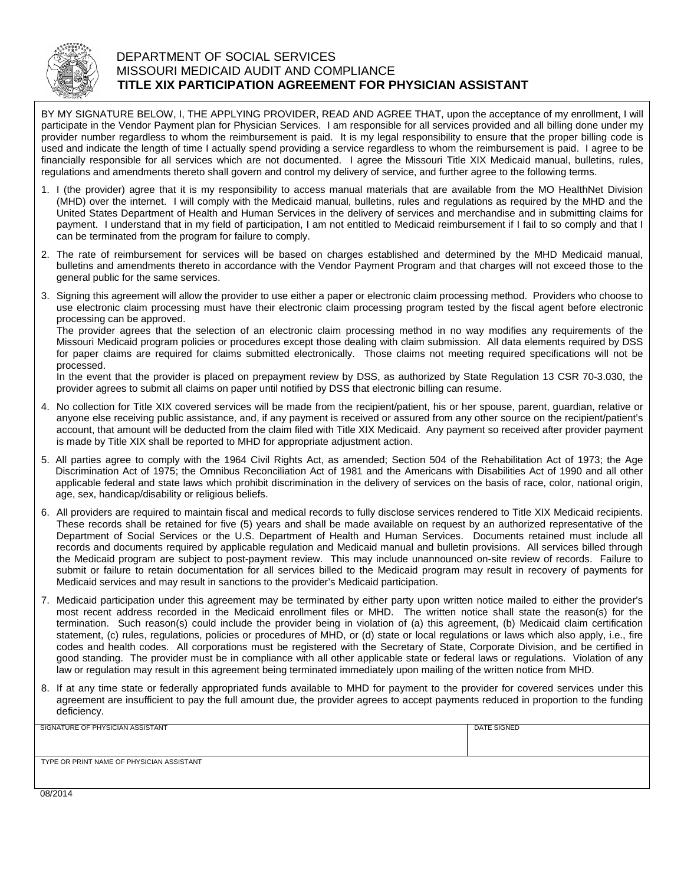DEPARTMENT OF SOCIAL SERVICES
MISSOURI MEDICAID AUDIT AND COMPLIANCE

# TITLE XIX PARTICIPATION AGREEMENT FOR PHYSICIAN ASSISTANT

BY MY SIGNATURE BELOW, I, THE APPLYING PROVIDER, READ AND AGREE THAT, upon the acceptance of my enrollment, I will participate in the Vendor Payment plan for Physician Services. I am responsible for all services provided and all billing done under my provider number regardless to whom the reimbursement is paid. It is my legal responsibility to ensure that the proper billing code is used and indicate the length of time I actually spend providing a service regardless to whom the reimbursement is paid. I agree to be financially responsible for all services which are not documented. I agree the Missouri Title XIX Medicaid manual, bulletins, rules, regulations and amendments thereto shall govern and control my delivery of service, and further agree to the following terms.

1. I (the provider) agree that it is my responsibility to access manual materials that are available from the MO HealthNet Division (MHD) over the internet. I will comply with the Medicaid manual, bulletins, rules and regulations as required by the MHD and the United States Department of Health and Human Services in the delivery of services and merchandise and in submitting claims for payment. I understand that in my field of participation, I am not entitled to Medicaid reimbursement if I fail to so comply and that I can be terminated from the program for failure to comply.

2. The rate of reimbursement for services will be based on charges established and determined by the MHD Medicaid manual, bulletins and amendments thereto in accordance with the Vendor Payment Program and that charges will not exceed those to the general public for the same services.

3. Signing this agreement will allow the provider to use either a paper or electronic claim processing method. Providers who choose to use electronic claim processing must have their electronic claim processing program tested by the fiscal agent before electronic processing can be approved.
   The provider agrees that the selection of an electronic claim processing method in no way modifies any requirements of the Missouri Medicaid program policies or procedures except those dealing with claim submission. All data elements required by DSS for paper claims are required for claims submitted electronically. Those claims not meeting required specifications will not be processed.
   In the event that the provider is placed on prepayment review by DSS, as authorized by State Regulation 13 CSR 70-3.030, the provider agrees to submit all claims on paper until notified by DSS that electronic billing can resume.

4. No collection for Title XIX covered services will be made from the recipient/patient, his or her spouse, parent, guardian, relative or anyone else receiving public assistance, and, if any payment is received or assured from any other source on the recipient/patient's account, that amount will be deducted from the claim filed with Title XIX Medicaid. Any payment so received after provider payment is made by Title XIX shall be reported to MHD for appropriate adjustment action.

5. All parties agree to comply with the 1964 Civil Rights Act, as amended; Section 504 of the Rehabilitation Act of 1973; the Age Discrimination Act of 1975; the Omnibus Reconciliation Act of 1981 and the Americans with Disabilities Act of 1990 and all other applicable federal and state laws which prohibit discrimination in the delivery of services on the basis of race, color, national origin, age, sex, handicap/disability or religious beliefs.

6. All providers are required to maintain fiscal and medical records to fully disclose services rendered to Title XIX Medicaid recipients. These records shall be retained for five (5) years and shall be made available on request by an authorized representative of the Department of Social Services or the U.S. Department of Health and Human Services. Documents retained must include all records and documents required by applicable regulation and Medicaid manual and bulletin provisions. All services billed through the Medicaid program are subject to post-payment review. This may include unannounced on-site review of records. Failure to submit or failure to retain documentation for all services billed to the Medicaid program may result in recovery of payments for Medicaid services and may result in sanctions to the provider's Medicaid participation.

7. Medicaid participation under this agreement may be terminated by either party upon written notice mailed to either the provider's most recent address recorded in the Medicaid enrollment files or MHD. The written notice shall state the reason(s) for the termination. Such reason(s) could include the provider being in violation of (a) this agreement, (b) Medicaid claim certification statement, (c) rules, regulations, policies or procedures of MHD, or (d) state or local regulations or laws which also apply, i.e., fire codes and health codes. All corporations must be registered with the Secretary of State, Corporate Division, and be certified in good standing. The provider must be in compliance with all other applicable state or federal laws or regulations. Violation of any law or regulation may result in this agreement being terminated immediately upon mailing of the written notice from MHD.

8. If at any time state or federally appropriated funds available to MHD for payment to the provider for covered services under this agreement are insufficient to pay the full amount due, the provider agrees to accept payments reduced in proportion to the funding deficiency.

| SIGNATURE OF PHYSICIAN ASSISTANT | DATE SIGNED |
|---|---|
| | |
| TYPE OR PRINT NAME OF PHYSICIAN ASSISTANT | |
| | |

08/2014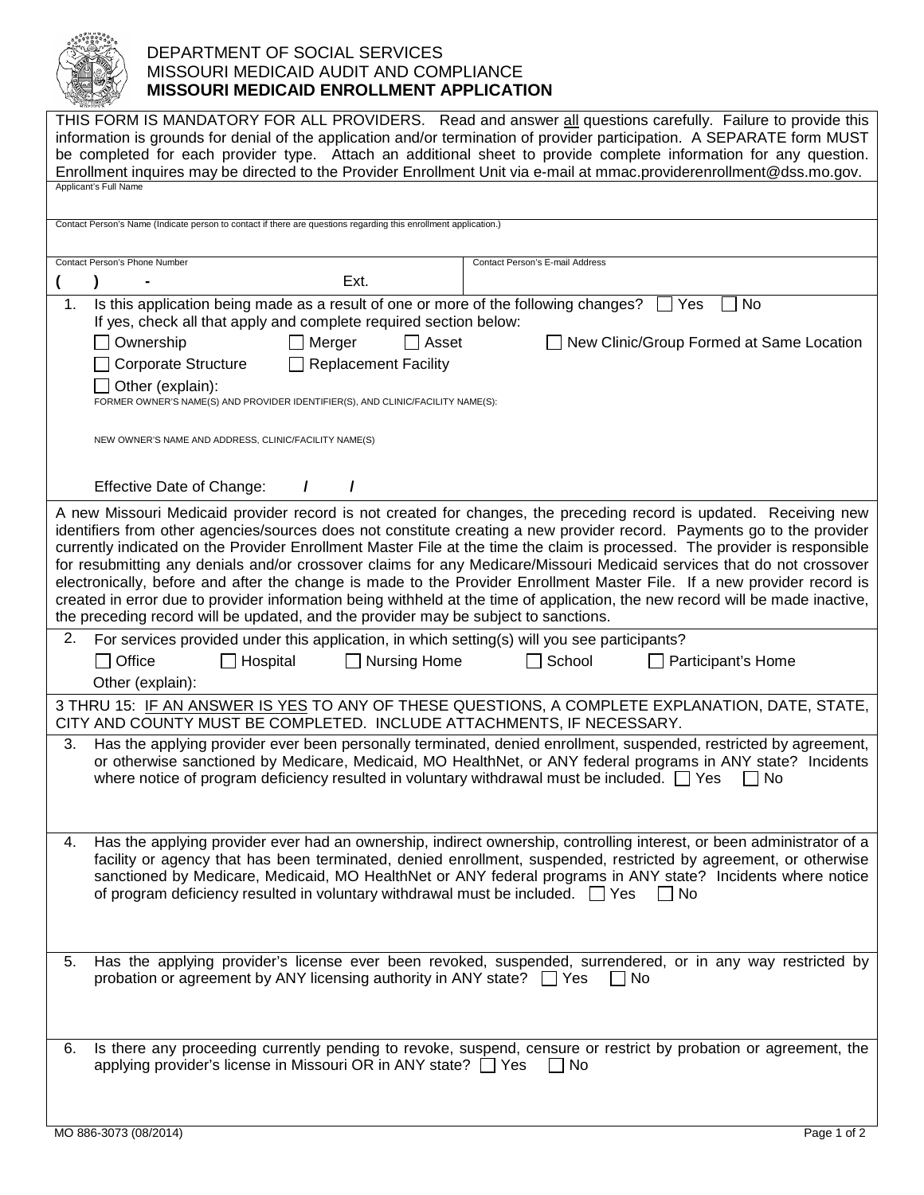DEPARTMENT OF SOCIAL SERVICES
MISSOURI MEDICAID AUDIT AND COMPLIANCE
**MISSOURI MEDICAID ENROLLMENT APPLICATION**

THIS FORM IS MANDATORY FOR ALL PROVIDERS. Read and answer all questions carefully. Failure to provide this information is grounds for denial of the application and/or termination of provider participation. A SEPARATE form MUST be completed for each provider type. Attach an additional sheet to provide complete information for any question. Enrollment inquires may be directed to the Provider Enrollment Unit via e-mail at mmac.providerenrollment@dss.mo.gov.

Applicant's Full Name

Contact Person's Name (Indicate person to contact if there are questions regarding this enrollment application.)

| Contact Person's Phone Number | Contact Person's E-mail Address |
|---|---|
| (    )    -    Ext. | |

1. Is this application being made as a result of one or more of the following changes? ☐ Yes ☐ No
   If yes, check all that apply and complete required section below:
   ☐ Ownership ☐ Merger ☐ Asset ☐ New Clinic/Group Formed at Same Location
   ☐ Corporate Structure ☐ Replacement Facility
   ☐ Other (explain):
   FORMER OWNER'S NAME(S) AND PROVIDER IDENTIFIER(S), AND CLINIC/FACILITY NAME(S):

   NEW OWNER'S NAME AND ADDRESS, CLINIC/FACILITY NAME(S)

   Effective Date of Change:   /   /

A new Missouri Medicaid provider record is not created for changes, the preceding record is updated. Receiving new identifiers from other agencies/sources does not constitute creating a new provider record. Payments go to the provider currently indicated on the Provider Enrollment Master File at the time the claim is processed. The provider is responsible for resubmitting any denials and/or crossover claims for any Medicare/Missouri Medicaid services that do not crossover electronically, before and after the change is made to the Provider Enrollment Master File. If a new provider record is created in error due to provider information being withheld at the time of application, the new record will be made inactive, the preceding record will be updated, and the provider may be subject to sanctions.

2. For services provided under this application, in which setting(s) will you see participants?
   ☐ Office ☐ Hospital ☐ Nursing Home ☐ School ☐ Participant's Home
   Other (explain):

3 THRU 15: IF AN ANSWER IS YES TO ANY OF THESE QUESTIONS, A COMPLETE EXPLANATION, DATE, STATE, CITY AND COUNTY MUST BE COMPLETED. INCLUDE ATTACHMENTS, IF NECESSARY.

3. Has the applying provider ever been personally terminated, denied enrollment, suspended, restricted by agreement, or otherwise sanctioned by Medicare, Medicaid, MO HealthNet, or ANY federal programs in ANY state? Incidents where notice of program deficiency resulted in voluntary withdrawal must be included. ☐ Yes ☐ No

4. Has the applying provider ever had an ownership, indirect ownership, controlling interest, or been administrator of a facility or agency that has been terminated, denied enrollment, suspended, restricted by agreement, or otherwise sanctioned by Medicare, Medicaid, MO HealthNet or ANY federal programs in ANY state? Incidents where notice of program deficiency resulted in voluntary withdrawal must be included. ☐ Yes ☐ No

5. Has the applying provider's license ever been revoked, suspended, surrendered, or in any way restricted by probation or agreement by ANY licensing authority in ANY state? ☐ Yes ☐ No

6. Is there any proceeding currently pending to revoke, suspend, censure or restrict by probation or agreement, the applying provider's license in Missouri OR in ANY state? ☐ Yes ☐ No

MO 886-3073 (08/2014)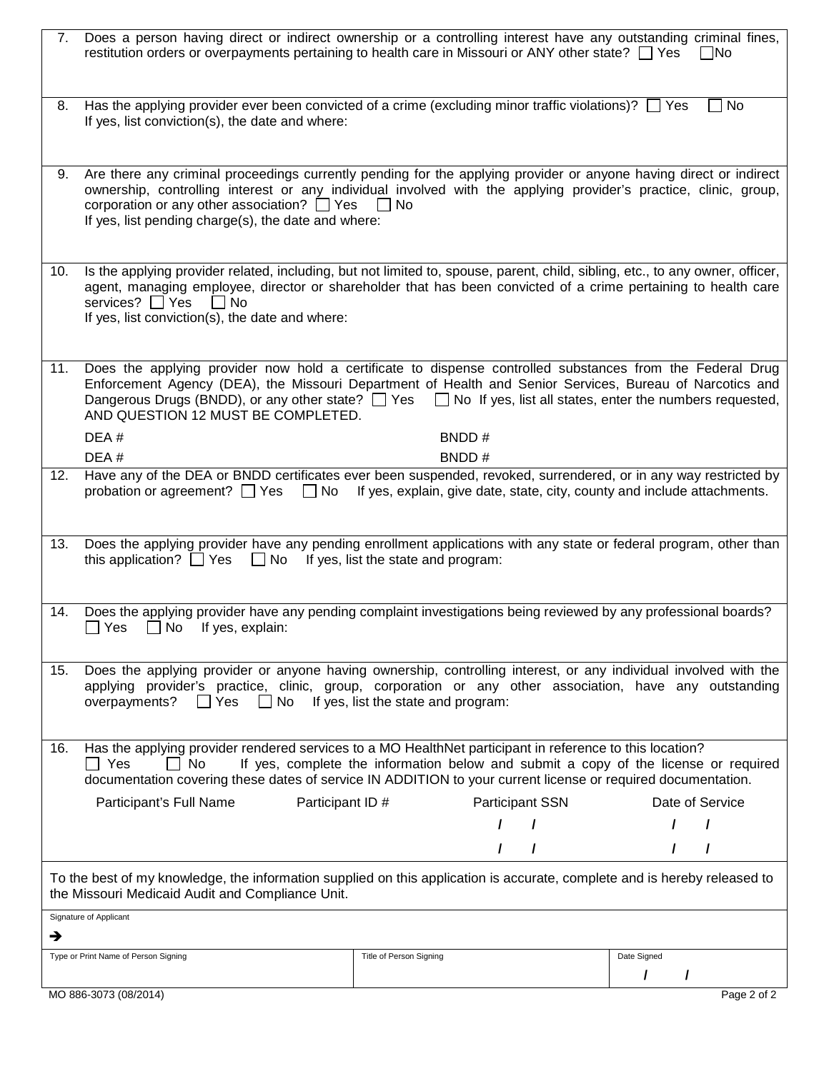7. Does a person having direct or indirect ownership or a controlling interest have any outstanding criminal fines, restitution orders or overpayments pertaining to health care in Missouri or ANY other state? ☐ Yes ☐ No

8. Has the applying provider ever been convicted of a crime (excluding minor traffic violations)? ☐ Yes ☐ No
   If yes, list conviction(s), the date and where:

9. Are there any criminal proceedings currently pending for the applying provider or anyone having direct or indirect ownership, controlling interest or any individual involved with the applying provider's practice, clinic, group, corporation or any other association? ☐ Yes ☐ No
   If yes, list pending charge(s), the date and where:

10. Is the applying provider related, including, but not limited to, spouse, parent, child, sibling, etc., to any owner, officer, agent, managing employee, director or shareholder that has been convicted of a crime pertaining to health care services? ☐ Yes ☐ No
    If yes, list conviction(s), the date and where:

11. Does the applying provider now hold a certificate to dispense controlled substances from the Federal Drug Enforcement Agency (DEA), the Missouri Department of Health and Senior Services, Bureau of Narcotics and Dangerous Drugs (BNDD), or any other state? ☐ Yes ☐ No If yes, list all states, enter the numbers requested, AND QUESTION 12 MUST BE COMPLETED.

| DEA # | BNDD # |
|---|---|
| DEA # | BNDD # |

12. Have any of the DEA or BNDD certificates ever been suspended, revoked, surrendered, or in any way restricted by probation or agreement? ☐ Yes ☐ No If yes, explain, give date, state, city, county and include attachments.

13. Does the applying provider have any pending enrollment applications with any state or federal program, other than this application? ☐ Yes ☐ No If yes, list the state and program:

14. Does the applying provider have any pending complaint investigations being reviewed by any professional boards? ☐ Yes ☐ No If yes, explain:

15. Does the applying provider or anyone having ownership, controlling interest, or any individual involved with the applying provider's practice, clinic, group, corporation or any other association, have any outstanding overpayments? ☐ Yes ☐ No If yes, list the state and program:

16. Has the applying provider rendered services to a MO HealthNet participant in reference to this location?
    ☐ Yes ☐ No If yes, complete the information below and submit a copy of the license or required documentation covering these dates of service IN ADDITION to your current license or required documentation.

| Participant's Full Name | Participant ID # | Participant SSN | Date of Service |
|---|---|---|---|
| | | / / | / / |
| | | / / | / / |

To the best of my knowledge, the information supplied on this application is accurate, complete and is hereby released to the Missouri Medicaid Audit and Compliance Unit.

Signature of Applicant
➔

| Type or Print Name of Person Signing | Title of Person Signing | Date Signed |
|---|---|---|
| | | / / |

MO 886-3073 (08/2014)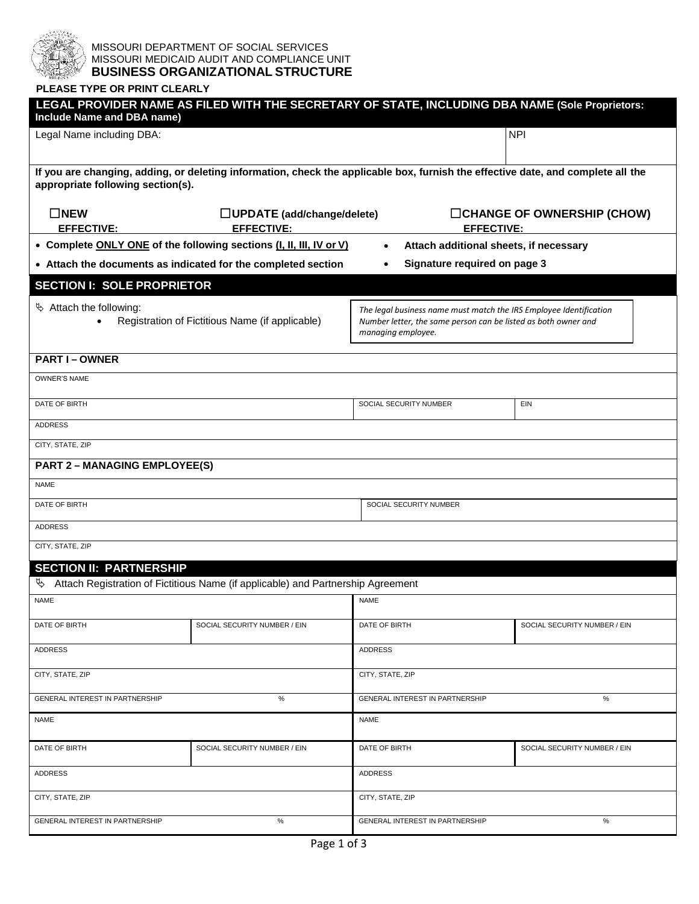MISSOURI DEPARTMENT OF SOCIAL SERVICES
MISSOURI MEDICAID AUDIT AND COMPLIANCE UNIT
**BUSINESS ORGANIZATIONAL STRUCTURE**

**PLEASE TYPE OR PRINT CLEARLY**

**LEGAL PROVIDER NAME AS FILED WITH THE SECRETARY OF STATE, INCLUDING DBA NAME (Sole Proprietors: Include Name and DBA name)**

| Legal Name including DBA: | NPI |
|---|---|
| | |

**If you are changing, adding, or deleting information, check the applicable box, furnish the effective date, and complete all the appropriate following section(s).**

☐**NEW** **EFFECTIVE:**  ☐**UPDATE (add/change/delete)** **EFFECTIVE:**  ☐**CHANGE OF OWNERSHIP (CHOW)** **EFFECTIVE:**

- **Complete ONLY ONE of the following sections (I, II, III, IV or V)**
- **Attach the documents as indicated for the completed section**
- **Attach additional sheets, if necessary**
- **Signature required on page 3**

## SECTION I: SOLE PROPRIETOR

Attach the following:
- Registration of Fictitious Name (if applicable)

*The legal business name must match the IRS Employee Identification Number letter, the same person can be listed as both owner and managing employee.*

### PART I – OWNER

| OWNER'S NAME | | |
|---|---|---|
| DATE OF BIRTH | SOCIAL SECURITY NUMBER | EIN |
| ADDRESS | | |
| CITY, STATE, ZIP | | |

### PART 2 – MANAGING EMPLOYEE(S)

| NAME | |
|---|---|
| DATE OF BIRTH | SOCIAL SECURITY NUMBER |
| ADDRESS | |
| CITY, STATE, ZIP | |

## SECTION II: PARTNERSHIP

Attach Registration of Fictitious Name (if applicable) and Partnership Agreement

| NAME | | NAME | |
|---|---|---|---|
| DATE OF BIRTH | SOCIAL SECURITY NUMBER / EIN | DATE OF BIRTH | SOCIAL SECURITY NUMBER / EIN |
| ADDRESS | | ADDRESS | |
| CITY, STATE, ZIP | | CITY, STATE, ZIP | |
| GENERAL INTEREST IN PARTNERSHIP | % | GENERAL INTEREST IN PARTNERSHIP | % |
| NAME | | NAME | |
| DATE OF BIRTH | SOCIAL SECURITY NUMBER / EIN | DATE OF BIRTH | SOCIAL SECURITY NUMBER / EIN |
| ADDRESS | | ADDRESS | |
| CITY, STATE, ZIP | | CITY, STATE, ZIP | |
| GENERAL INTEREST IN PARTNERSHIP | % | GENERAL INTEREST IN PARTNERSHIP | % |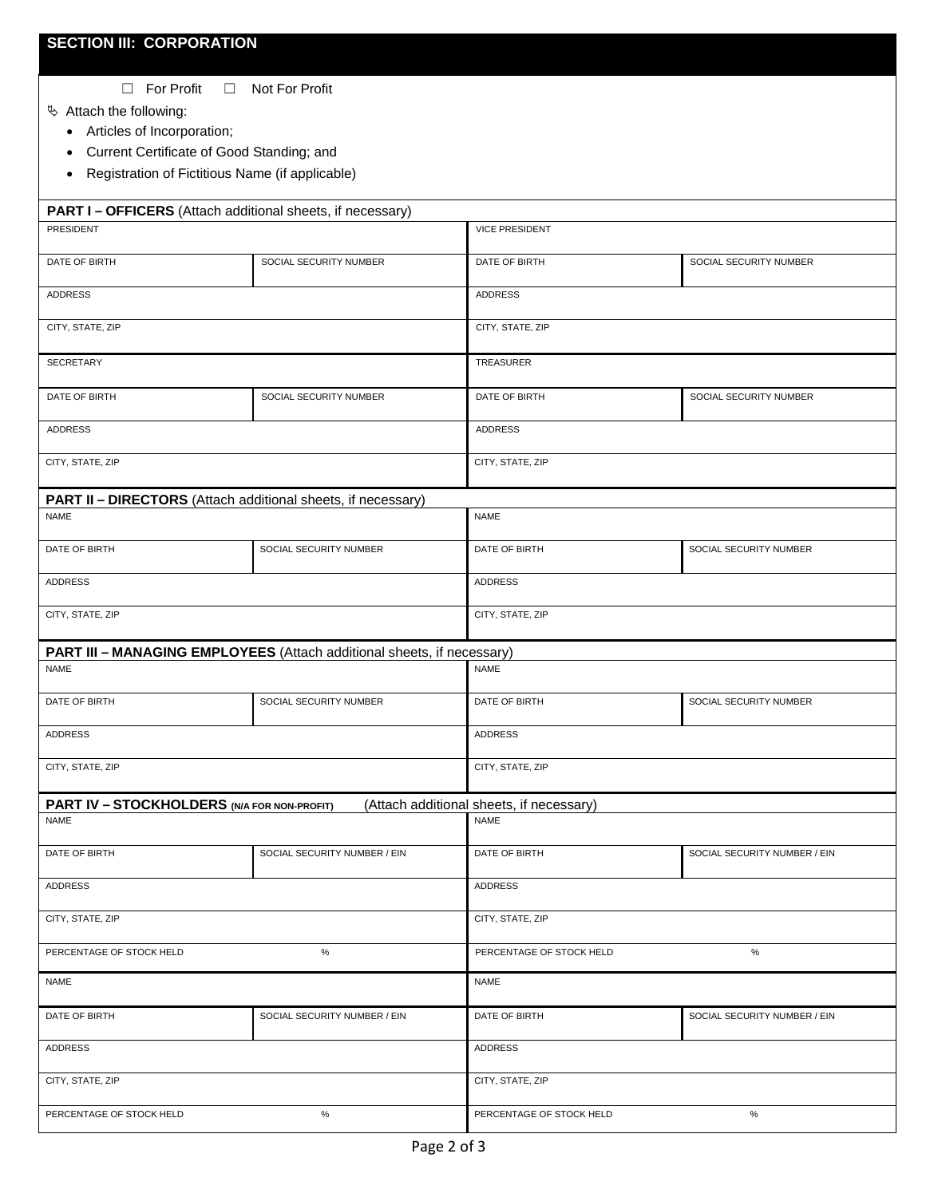## SECTION III: CORPORATION

☐ For Profit ☐ Not For Profit

➭ Attach the following:

- Articles of Incorporation;
- Current Certificate of Good Standing; and
- Registration of Fictitious Name (if applicable)

**PART I – OFFICERS** (Attach additional sheets, if necessary)

| PRESIDENT | | VICE PRESIDENT | |
|---|---|---|---|
| DATE OF BIRTH | SOCIAL SECURITY NUMBER | DATE OF BIRTH | SOCIAL SECURITY NUMBER |
| ADDRESS | | ADDRESS | |
| CITY, STATE, ZIP | | CITY, STATE, ZIP | |
| SECRETARY | | TREASURER | |
| DATE OF BIRTH | SOCIAL SECURITY NUMBER | DATE OF BIRTH | SOCIAL SECURITY NUMBER |
| ADDRESS | | ADDRESS | |
| CITY, STATE, ZIP | | CITY, STATE, ZIP | |

**PART II – DIRECTORS** (Attach additional sheets, if necessary)

| NAME | | NAME | |
|---|---|---|---|
| DATE OF BIRTH | SOCIAL SECURITY NUMBER | DATE OF BIRTH | SOCIAL SECURITY NUMBER |
| ADDRESS | | ADDRESS | |
| CITY, STATE, ZIP | | CITY, STATE, ZIP | |

**PART III – MANAGING EMPLOYEES** (Attach additional sheets, if necessary)

| NAME | | NAME | |
|---|---|---|---|
| DATE OF BIRTH | SOCIAL SECURITY NUMBER | DATE OF BIRTH | SOCIAL SECURITY NUMBER |
| ADDRESS | | ADDRESS | |
| CITY, STATE, ZIP | | CITY, STATE, ZIP | |

**PART IV – STOCKHOLDERS (N/A FOR NON-PROFIT)** (Attach additional sheets, if necessary)

| NAME | | NAME | |
|---|---|---|---|
| DATE OF BIRTH | SOCIAL SECURITY NUMBER / EIN | DATE OF BIRTH | SOCIAL SECURITY NUMBER / EIN |
| ADDRESS | | ADDRESS | |
| CITY, STATE, ZIP | | CITY, STATE, ZIP | |
| PERCENTAGE OF STOCK HELD | % | PERCENTAGE OF STOCK HELD | % |
| NAME | | NAME | |
| DATE OF BIRTH | SOCIAL SECURITY NUMBER / EIN | DATE OF BIRTH | SOCIAL SECURITY NUMBER / EIN |
| ADDRESS | | ADDRESS | |
| CITY, STATE, ZIP | | CITY, STATE, ZIP | |
| PERCENTAGE OF STOCK HELD | % | PERCENTAGE OF STOCK HELD | % |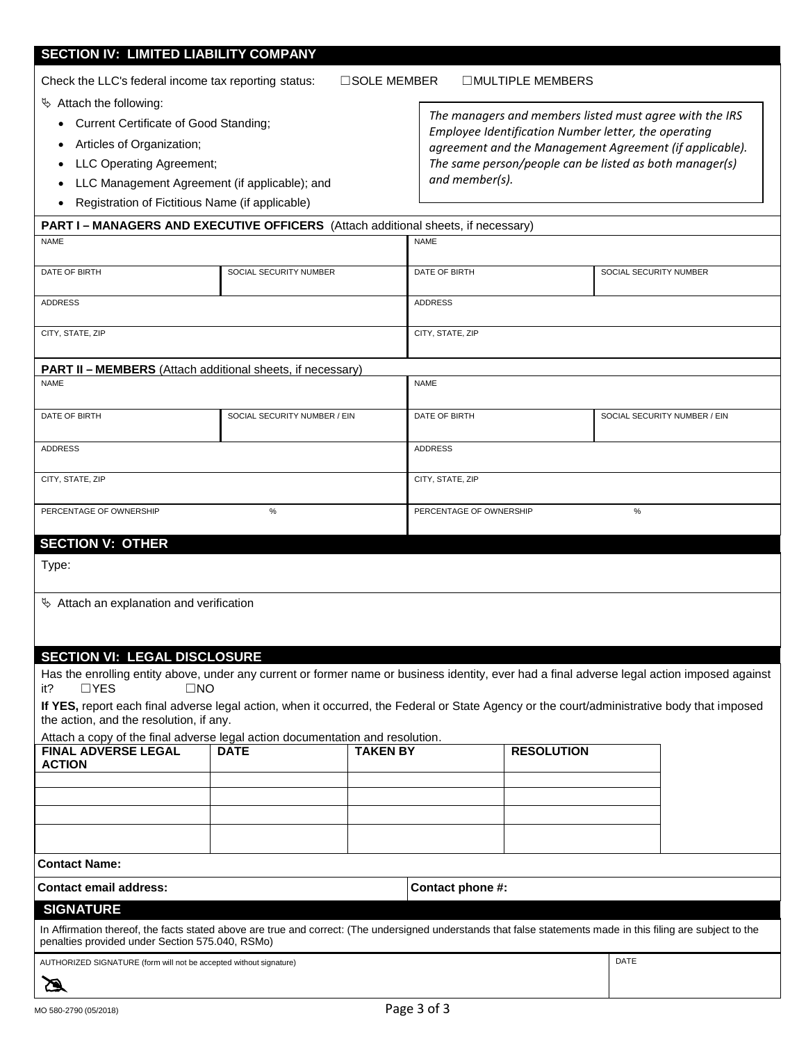## SECTION IV: LIMITED LIABILITY COMPANY

Check the LLC's federal income tax reporting status: ☐SOLE MEMBER ☐MULTIPLE MEMBERS

Attach the following:

- Current Certificate of Good Standing;
- Articles of Organization;
- LLC Operating Agreement;
- LLC Management Agreement (if applicable); and
- Registration of Fictitious Name (if applicable)

*The managers and members listed must agree with the IRS Employee Identification Number letter, the operating agreement and the Management Agreement (if applicable). The same person/people can be listed as both manager(s) and member(s).*

**PART I – MANAGERS AND EXECUTIVE OFFICERS** (Attach additional sheets, if necessary)

| | | | |
|---|---|---|---|
| NAME | | NAME | |
| DATE OF BIRTH | SOCIAL SECURITY NUMBER | DATE OF BIRTH | SOCIAL SECURITY NUMBER |
| ADDRESS | | ADDRESS | |
| CITY, STATE, ZIP | | CITY, STATE, ZIP | |

**PART II – MEMBERS** (Attach additional sheets, if necessary)

| | | | |
|---|---|---|---|
| NAME | | NAME | |
| DATE OF BIRTH | SOCIAL SECURITY NUMBER / EIN | DATE OF BIRTH | SOCIAL SECURITY NUMBER / EIN |
| ADDRESS | | ADDRESS | |
| CITY, STATE, ZIP | | CITY, STATE, ZIP | |
| PERCENTAGE OF OWNERSHIP | % | PERCENTAGE OF OWNERSHIP | % |

## SECTION V: OTHER

Type:

Attach an explanation and verification

## SECTION VI: LEGAL DISCLOSURE

Has the enrolling entity above, under any current or former name or business identity, ever had a final adverse legal action imposed against it? ☐YES ☐NO

**If YES,** report each final adverse legal action, when it occurred, the Federal or State Agency or the court/administrative body that imposed the action, and the resolution, if any.

Attach a copy of the final adverse legal action documentation and resolution.

| FINAL ADVERSE LEGAL ACTION | DATE | TAKEN BY | RESOLUTION |
|---|---|---|---|
| | | | |
| | | | |
| | | | |
| | | | |

**Contact Name:**

**Contact email address:** **Contact phone #:**

## SIGNATURE

In Affirmation thereof, the facts stated above are true and correct: (The undersigned understands that false statements made in this filing are subject to the penalties provided under Section 575.040, RSMo)

| AUTHORIZED SIGNATURE (form will not be accepted without signature) | DATE |
|---|---|
| | |

MO 580-2790 (05/2018)